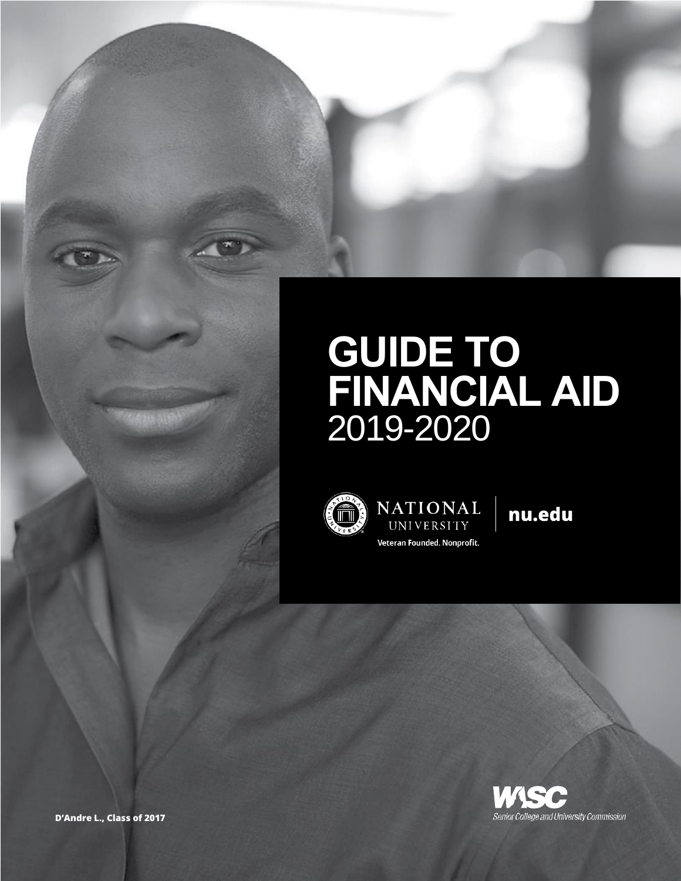# GUIDE TO FINANCIAL AID

2019-2020

NATIONAL UNIVERSITY

Veteran Founded. Nonprofit.

nu.edu

WASC Senior College and University Commission

D'Andre L., Class of 2017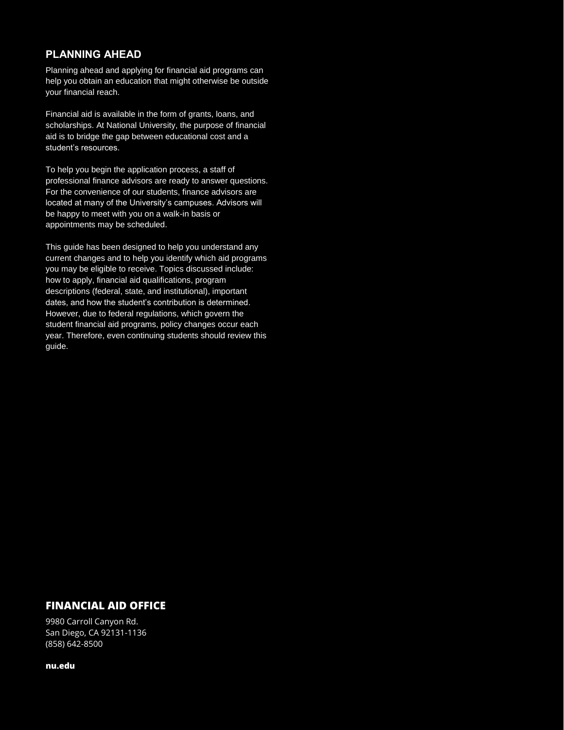## PLANNING AHEAD

Planning ahead and applying for financial aid programs can help you obtain an education that might otherwise be outside your financial reach.

Financial aid is available in the form of grants, loans, and scholarships. At National University, the purpose of financial aid is to bridge the gap between educational cost and a student's resources.

To help you begin the application process, a staff of professional finance advisors are ready to answer questions. For the convenience of our students, finance advisors are located at many of the University's campuses. Advisors will be happy to meet with you on a walk-in basis or appointments may be scheduled.

This guide has been designed to help you understand any current changes and to help you identify which aid programs you may be eligible to receive. Topics discussed include: how to apply, financial aid qualifications, program descriptions (federal, state, and institutional), important dates, and how the student's contribution is determined. However, due to federal regulations, which govern the student financial aid programs, policy changes occur each year. Therefore, even continuing students should review this guide.

## FINANCIAL AID OFFICE

9980 Carroll Canyon Rd.
San Diego, CA 92131-1136
(858) 642-8500

**nu.edu**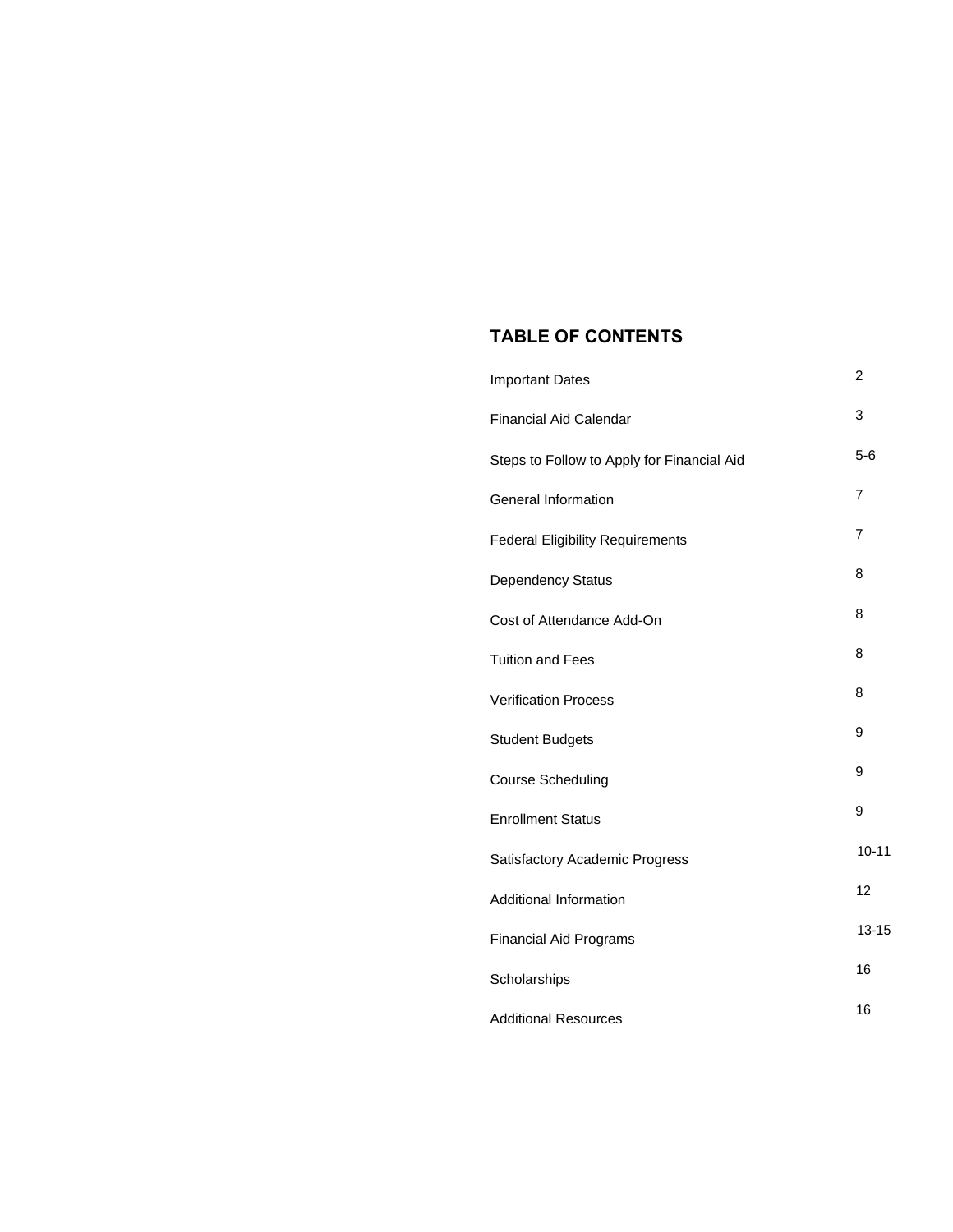## TABLE OF CONTENTS

| | |
|---|---|
| Important Dates | 2 |
| Financial Aid Calendar | 3 |
| Steps to Follow to Apply for Financial Aid | 5-6 |
| General Information | 7 |
| Federal Eligibility Requirements | 7 |
| Dependency Status | 8 |
| Cost of Attendance Add-On | 8 |
| Tuition and Fees | 8 |
| Verification Process | 8 |
| Student Budgets | 9 |
| Course Scheduling | 9 |
| Enrollment Status | 9 |
| Satisfactory Academic Progress | 10-11 |
| Additional Information | 12 |
| Financial Aid Programs | 13-15 |
| Scholarships | 16 |
| Additional Resources | 16 |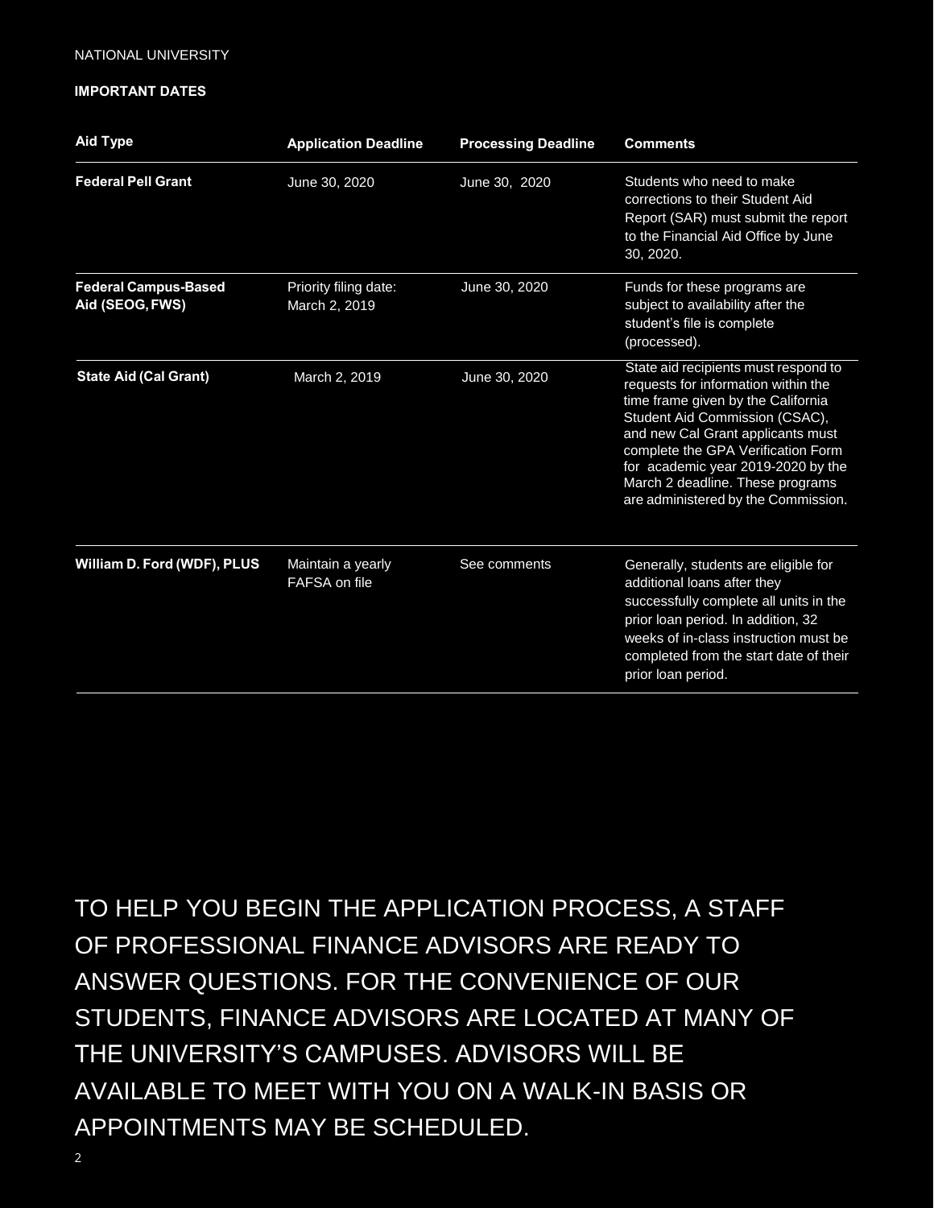NATIONAL UNIVERSITY

**IMPORTANT DATES**

| Aid Type | Application Deadline | Processing Deadline | Comments |
| --- | --- | --- | --- |
| **Federal Pell Grant** | June 30, 2020 | June 30, 2020 | Students who need to make corrections to their Student Aid Report (SAR) must submit the report to the Financial Aid Office by June 30, 2020. |
| **Federal Campus-Based Aid (SEOG, FWS)** | Priority filing date: March 2, 2019 | June 30, 2020 | Funds for these programs are subject to availability after the student's file is complete (processed). |
| **State Aid (Cal Grant)** | March 2, 2019 | June 30, 2020 | State aid recipients must respond to requests for information within the time frame given by the California Student Aid Commission (CSAC), and new Cal Grant applicants must complete the GPA Verification Form for academic year 2019-2020 by the March 2 deadline. These programs are administered by the Commission. |
| **William D. Ford (WDF), PLUS** | Maintain a yearly FAFSA on file | See comments | Generally, students are eligible for additional loans after they successfully complete all units in the prior loan period. In addition, 32 weeks of in-class instruction must be completed from the start date of their prior loan period. |

TO HELP YOU BEGIN THE APPLICATION PROCESS, A STAFF OF PROFESSIONAL FINANCE ADVISORS ARE READY TO ANSWER QUESTIONS. FOR THE CONVENIENCE OF OUR STUDENTS, FINANCE ADVISORS ARE LOCATED AT MANY OF THE UNIVERSITY'S CAMPUSES. ADVISORS WILL BE AVAILABLE TO MEET WITH YOU ON A WALK-IN BASIS OR APPOINTMENTS MAY BE SCHEDULED.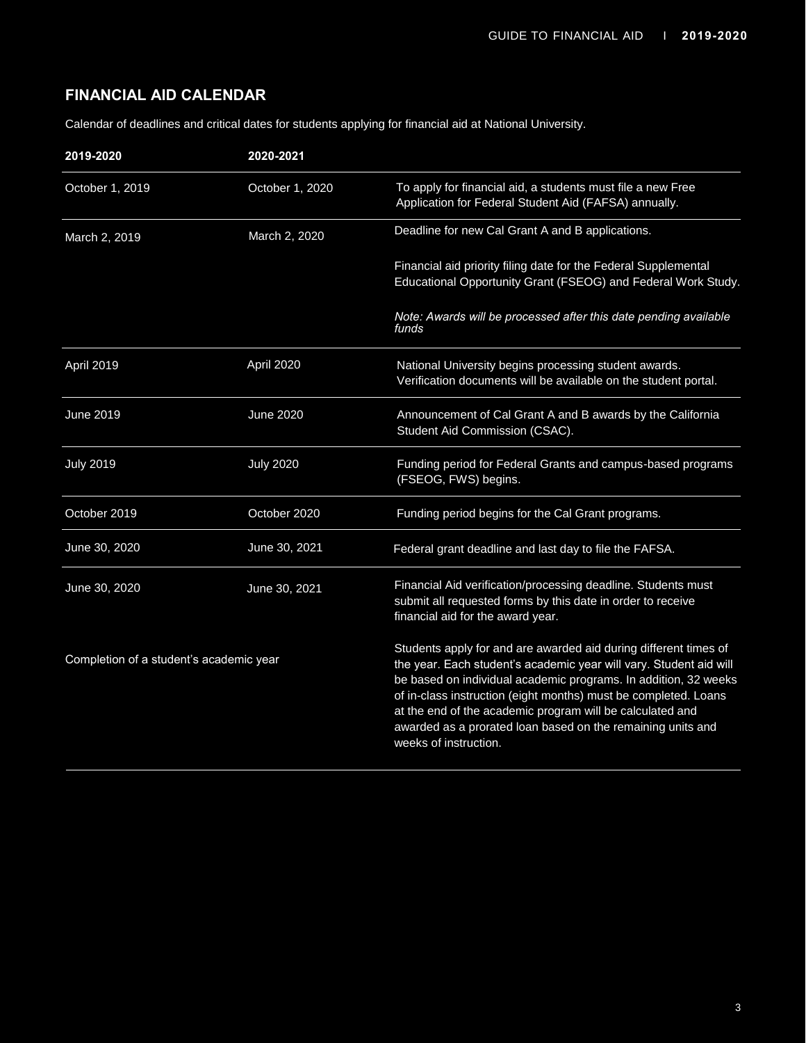## FINANCIAL AID CALENDAR

Calendar of deadlines and critical dates for students applying for financial aid at National University.

| 2019-2020 | 2020-2021 | |
|---|---|---|
| October 1, 2019 | October 1, 2020 | To apply for financial aid, a students must file a new Free Application for Federal Student Aid (FAFSA) annually. |
| March 2, 2019 | March 2, 2020 | Deadline for new Cal Grant A and B applications.<br><br>Financial aid priority filing date for the Federal Supplemental Educational Opportunity Grant (FSEOG) and Federal Work Study.<br><br>*Note: Awards will be processed after this date pending available funds* |
| April 2019 | April 2020 | National University begins processing student awards. Verification documents will be available on the student portal. |
| June 2019 | June 2020 | Announcement of Cal Grant A and B awards by the California Student Aid Commission (CSAC). |
| July 2019 | July 2020 | Funding period for Federal Grants and campus-based programs (FSEOG, FWS) begins. |
| October 2019 | October 2020 | Funding period begins for the Cal Grant programs. |
| June 30, 2020 | June 30, 2021 | Federal grant deadline and last day to file the FAFSA. |
| June 30, 2020 | June 30, 2021 | Financial Aid verification/processing deadline. Students must submit all requested forms by this date in order to receive financial aid for the award year. |
| Completion of a student's academic year | | Students apply for and are awarded aid during different times of the year. Each student's academic year will vary. Student aid will be based on individual academic programs. In addition, 32 weeks of in-class instruction (eight months) must be completed. Loans at the end of the academic program will be calculated and awarded as a prorated loan based on the remaining units and weeks of instruction. |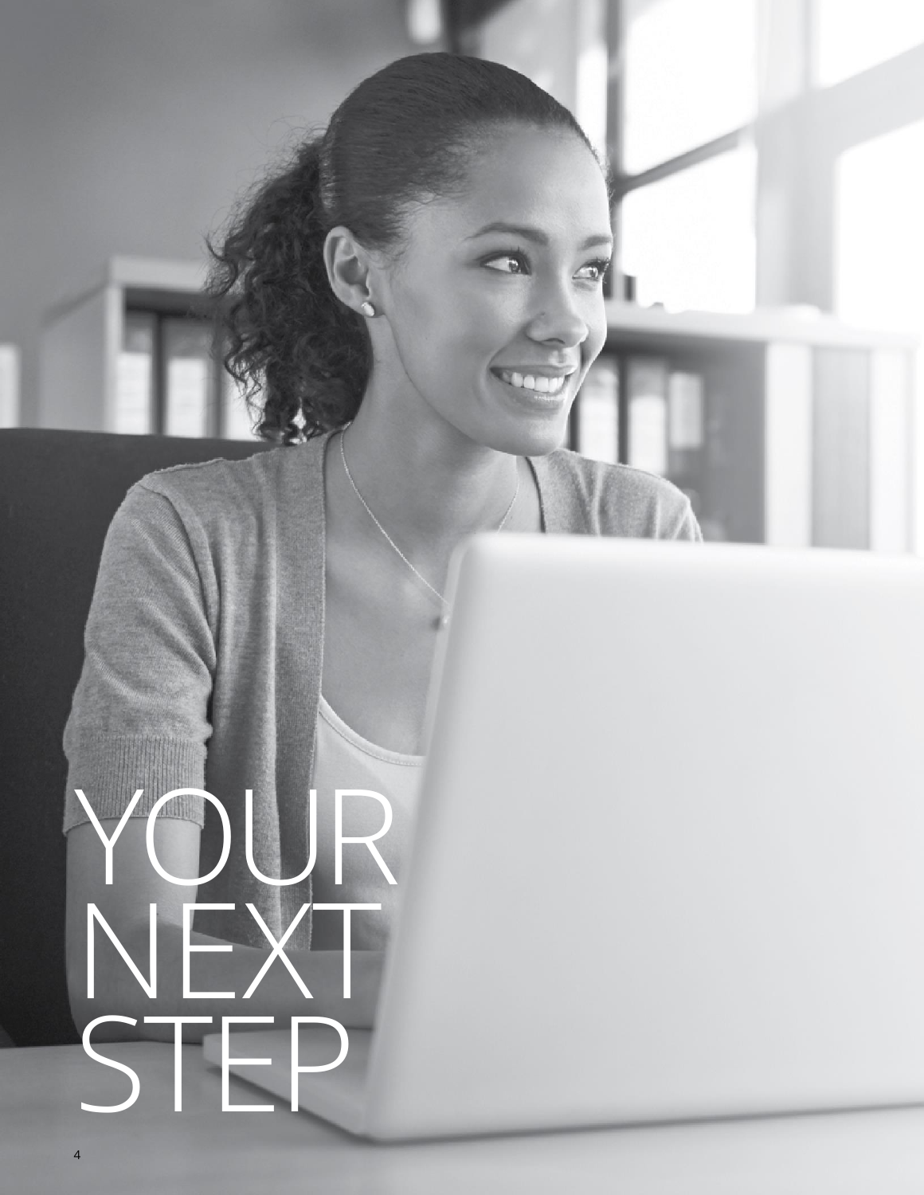# YOUR NEXT STEP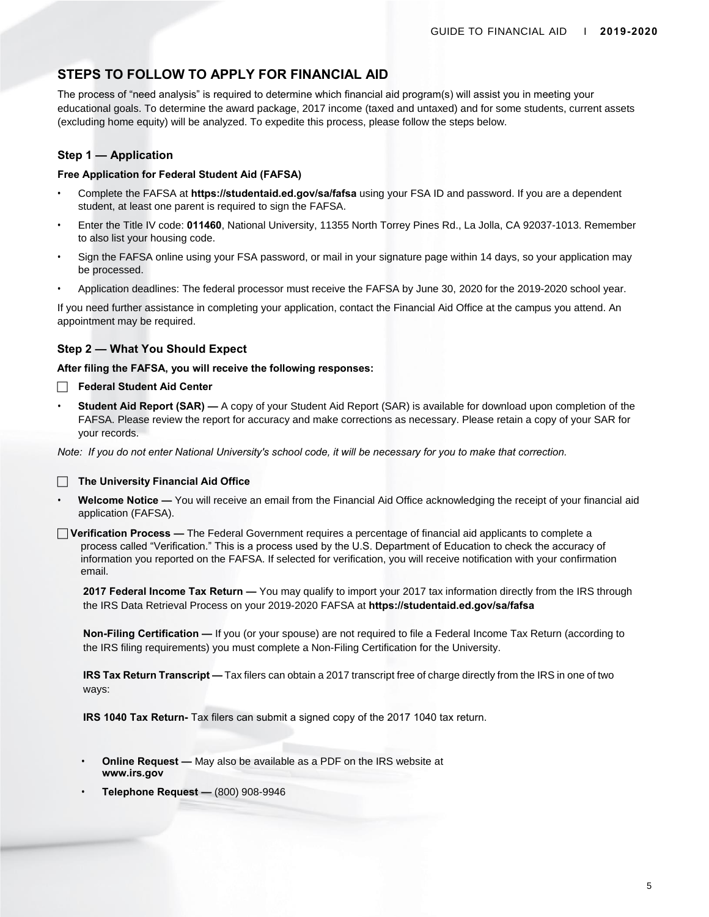## STEPS TO FOLLOW TO APPLY FOR FINANCIAL AID

The process of "need analysis" is required to determine which financial aid program(s) will assist you in meeting your educational goals. To determine the award package, 2017 income (taxed and untaxed) and for some students, current assets (excluding home equity) will be analyzed. To expedite this process, please follow the steps below.

### Step 1 — Application

**Free Application for Federal Student Aid (FAFSA)**

- Complete the FAFSA at **https://studentaid.ed.gov/sa/fafsa** using your FSA ID and password. If you are a dependent student, at least one parent is required to sign the FAFSA.
- Enter the Title IV code: **011460**, National University, 11355 North Torrey Pines Rd., La Jolla, CA 92037-1013. Remember to also list your housing code.
- Sign the FAFSA online using your FSA password, or mail in your signature page within 14 days, so your application may be processed.
- Application deadlines: The federal processor must receive the FAFSA by June 30, 2020 for the 2019-2020 school year.

If you need further assistance in completing your application, contact the Financial Aid Office at the campus you attend. An appointment may be required.

### Step 2 — What You Should Expect

**After filing the FAFSA, you will receive the following responses:**

☐ **Federal Student Aid Center**

- **Student Aid Report (SAR) —** A copy of your Student Aid Report (SAR) is available for download upon completion of the FAFSA. Please review the report for accuracy and make corrections as necessary. Please retain a copy of your SAR for your records.

*Note: If you do not enter National University's school code, it will be necessary for you to make that correction.*

☐ **The University Financial Aid Office**

- **Welcome Notice —** You will receive an email from the Financial Aid Office acknowledging the receipt of your financial aid application (FAFSA).

☐ **Verification Process —** The Federal Government requires a percentage of financial aid applicants to complete a process called "Verification." This is a process used by the U.S. Department of Education to check the accuracy of information you reported on the FAFSA. If selected for verification, you will receive notification with your confirmation email.

**2017 Federal Income Tax Return —** You may qualify to import your 2017 tax information directly from the IRS through the IRS Data Retrieval Process on your 2019-2020 FAFSA at **https://studentaid.ed.gov/sa/fafsa**

**Non-Filing Certification —** If you (or your spouse) are not required to file a Federal Income Tax Return (according to the IRS filing requirements) you must complete a Non-Filing Certification for the University.

**IRS Tax Return Transcript —** Tax filers can obtain a 2017 transcript free of charge directly from the IRS in one of two ways:

**IRS 1040 Tax Return-** Tax filers can submit a signed copy of the 2017 1040 tax return.

- **Online Request —** May also be available as a PDF on the IRS website at **www.irs.gov**
- **Telephone Request —** (800) 908-9946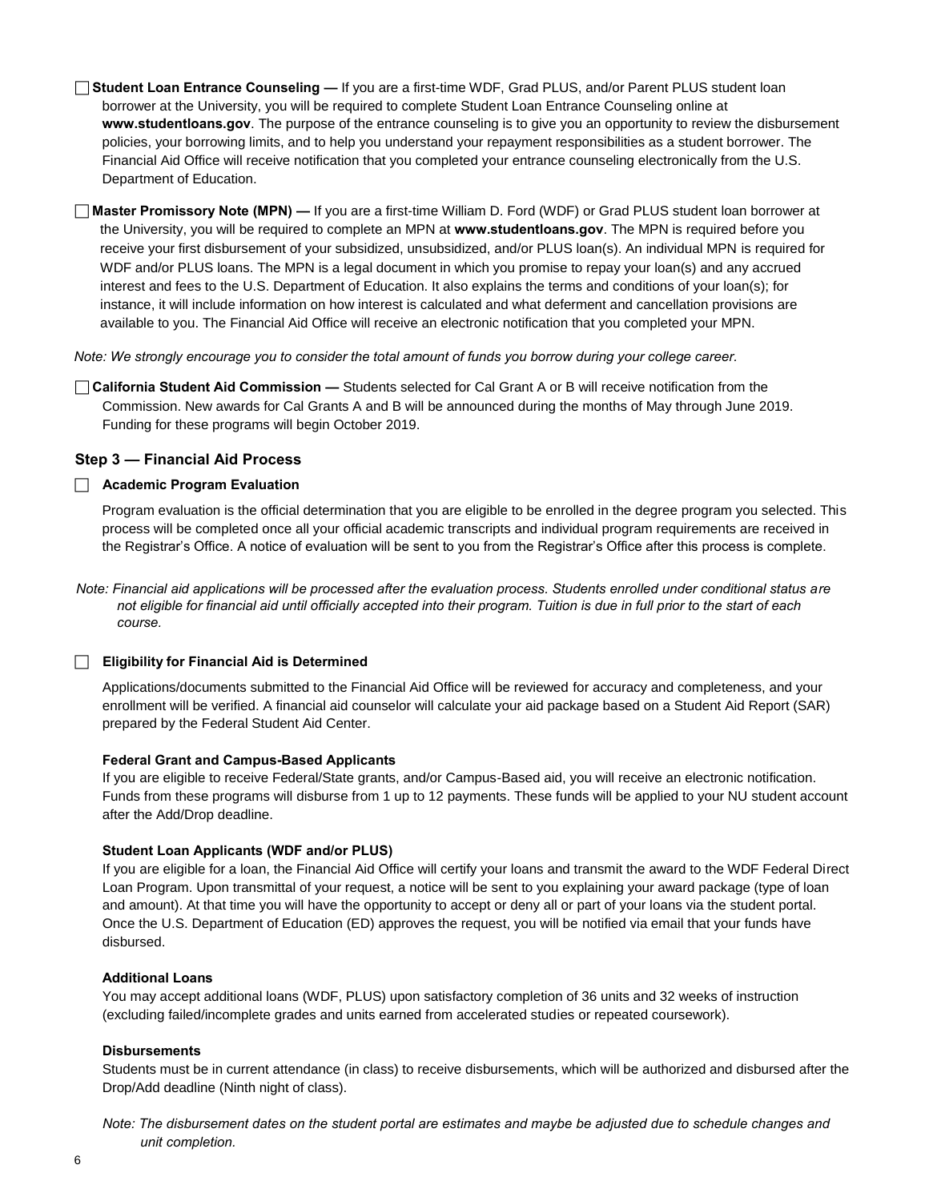☐ **Student Loan Entrance Counseling —** If you are a first-time WDF, Grad PLUS, and/or Parent PLUS student loan borrower at the University, you will be required to complete Student Loan Entrance Counseling online at **www.studentloans.gov**. The purpose of the entrance counseling is to give you an opportunity to review the disbursement policies, your borrowing limits, and to help you understand your repayment responsibilities as a student borrower. The Financial Aid Office will receive notification that you completed your entrance counseling electronically from the U.S. Department of Education.

☐ **Master Promissory Note (MPN) —** If you are a first-time William D. Ford (WDF) or Grad PLUS student loan borrower at the University, you will be required to complete an MPN at **www.studentloans.gov**. The MPN is required before you receive your first disbursement of your subsidized, unsubsidized, and/or PLUS loan(s). An individual MPN is required for WDF and/or PLUS loans. The MPN is a legal document in which you promise to repay your loan(s) and any accrued interest and fees to the U.S. Department of Education. It also explains the terms and conditions of your loan(s); for instance, it will include information on how interest is calculated and what deferment and cancellation provisions are available to you. The Financial Aid Office will receive an electronic notification that you completed your MPN.

*Note: We strongly encourage you to consider the total amount of funds you borrow during your college career.*

☐ **California Student Aid Commission —** Students selected for Cal Grant A or B will receive notification from the Commission. New awards for Cal Grants A and B will be announced during the months of May through June 2019. Funding for these programs will begin October 2019.

### Step 3 — Financial Aid Process

☐ **Academic Program Evaluation**

Program evaluation is the official determination that you are eligible to be enrolled in the degree program you selected. This process will be completed once all your official academic transcripts and individual program requirements are received in the Registrar's Office. A notice of evaluation will be sent to you from the Registrar's Office after this process is complete.

*Note: Financial aid applications will be processed after the evaluation process. Students enrolled under conditional status are not eligible for financial aid until officially accepted into their program. Tuition is due in full prior to the start of each course.*

☐ **Eligibility for Financial Aid is Determined**

Applications/documents submitted to the Financial Aid Office will be reviewed for accuracy and completeness, and your enrollment will be verified. A financial aid counselor will calculate your aid package based on a Student Aid Report (SAR) prepared by the Federal Student Aid Center.

**Federal Grant and Campus-Based Applicants**

If you are eligible to receive Federal/State grants, and/or Campus-Based aid, you will receive an electronic notification. Funds from these programs will disburse from 1 up to 12 payments. These funds will be applied to your NU student account after the Add/Drop deadline.

**Student Loan Applicants (WDF and/or PLUS)**

If you are eligible for a loan, the Financial Aid Office will certify your loans and transmit the award to the WDF Federal Direct Loan Program. Upon transmittal of your request, a notice will be sent to you explaining your award package (type of loan and amount). At that time you will have the opportunity to accept or deny all or part of your loans via the student portal. Once the U.S. Department of Education (ED) approves the request, you will be notified via email that your funds have disbursed.

**Additional Loans**

You may accept additional loans (WDF, PLUS) upon satisfactory completion of 36 units and 32 weeks of instruction (excluding failed/incomplete grades and units earned from accelerated studies or repeated coursework).

**Disbursements**

Students must be in current attendance (in class) to receive disbursements, which will be authorized and disbursed after the Drop/Add deadline (Ninth night of class).

*Note: The disbursement dates on the student portal are estimates and maybe be adjusted due to schedule changes and unit completion.*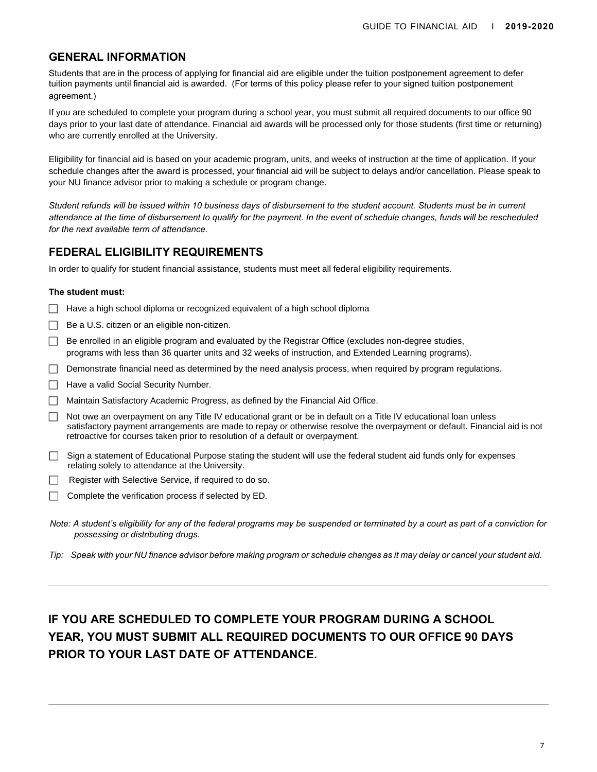## GENERAL INFORMATION

Students that are in the process of applying for financial aid are eligible under the tuition postponement agreement to defer tuition payments until financial aid is awarded. (For terms of this policy please refer to your signed tuition postponement agreement.)

If you are scheduled to complete your program during a school year, you must submit all required documents to our office 90 days prior to your last date of attendance. Financial aid awards will be processed only for those students (first time or returning) who are currently enrolled at the University.

Eligibility for financial aid is based on your academic program, units, and weeks of instruction at the time of application. If your schedule changes after the award is processed, your financial aid will be subject to delays and/or cancellation. Please speak to your NU finance advisor prior to making a schedule or program change.

*Student refunds will be issued within 10 business days of disbursement to the student account. Students must be in current attendance at the time of disbursement to qualify for the payment. In the event of schedule changes, funds will be rescheduled for the next available term of attendance.*

## FEDERAL ELIGIBILITY REQUIREMENTS

In order to qualify for student financial assistance, students must meet all federal eligibility requirements.

**The student must:**

- [ ] Have a high school diploma or recognized equivalent of a high school diploma
- [ ] Be a U.S. citizen or an eligible non-citizen.
- [ ] Be enrolled in an eligible program and evaluated by the Registrar Office (excludes non-degree studies, programs with less than 36 quarter units and 32 weeks of instruction, and Extended Learning programs).
- [ ] Demonstrate financial need as determined by the need analysis process, when required by program regulations.
- [ ] Have a valid Social Security Number.
- [ ] Maintain Satisfactory Academic Progress, as defined by the Financial Aid Office.
- [ ] Not owe an overpayment on any Title IV educational grant or be in default on a Title IV educational loan unless satisfactory payment arrangements are made to repay or otherwise resolve the overpayment or default. Financial aid is not retroactive for courses taken prior to resolution of a default or overpayment.
- [ ] Sign a statement of Educational Purpose stating the student will use the federal student aid funds only for expenses relating solely to attendance at the University.
- [ ] Register with Selective Service, if required to do so.
- [ ] Complete the verification process if selected by ED.

*Note: A student's eligibility for any of the federal programs may be suspended or terminated by a court as part of a conviction for possessing or distributing drugs.*

*Tip: Speak with your NU finance advisor before making program or schedule changes as it may delay or cancel your student aid.*

---

**IF YOU ARE SCHEDULED TO COMPLETE YOUR PROGRAM DURING A SCHOOL YEAR, YOU MUST SUBMIT ALL REQUIRED DOCUMENTS TO OUR OFFICE 90 DAYS PRIOR TO YOUR LAST DATE OF ATTENDANCE.**

---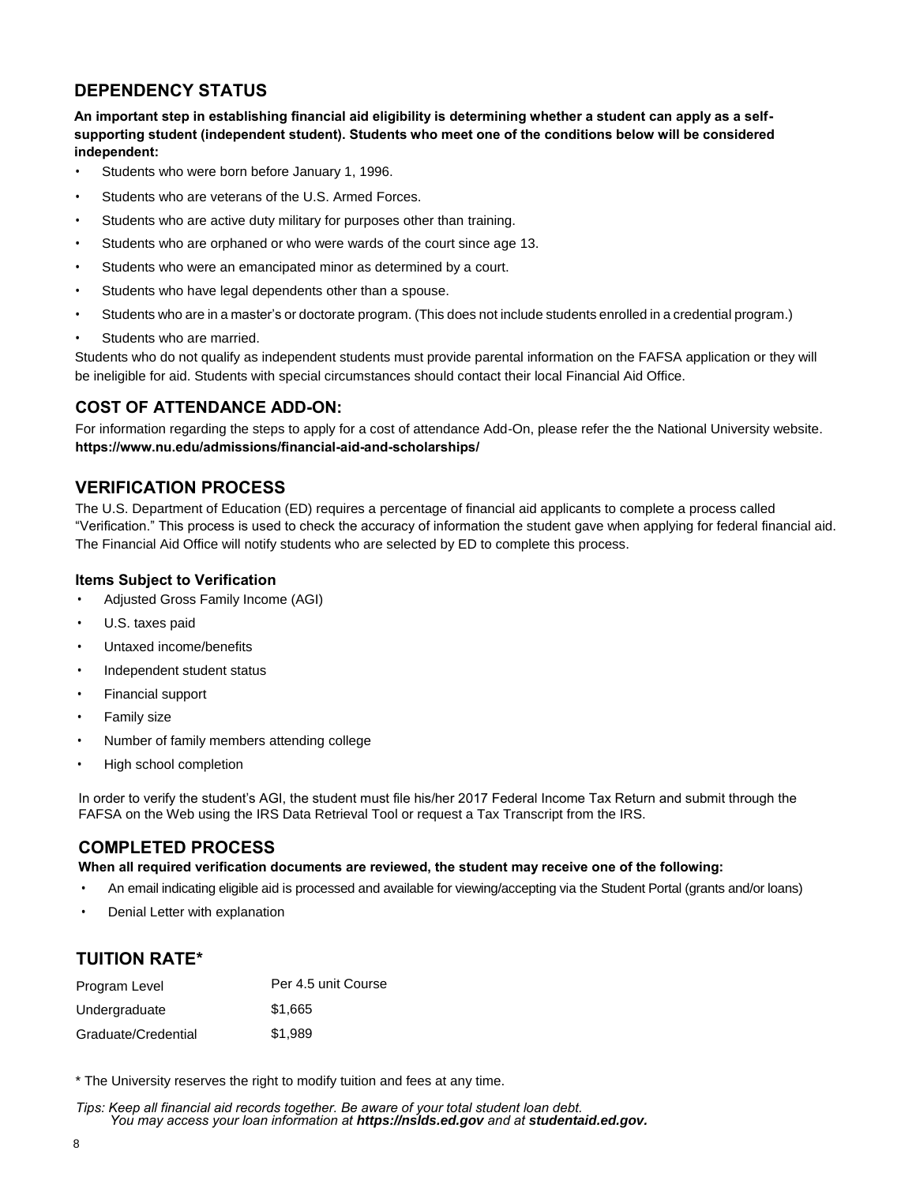## DEPENDENCY STATUS

**An important step in establishing financial aid eligibility is determining whether a student can apply as a self-supporting student (independent student). Students who meet one of the conditions below will be considered independent:**

- Students who were born before January 1, 1996.
- Students who are veterans of the U.S. Armed Forces.
- Students who are active duty military for purposes other than training.
- Students who are orphaned or who were wards of the court since age 13.
- Students who were an emancipated minor as determined by a court.
- Students who have legal dependents other than a spouse.
- Students who are in a master's or doctorate program. (This does not include students enrolled in a credential program.)
- Students who are married.

Students who do not qualify as independent students must provide parental information on the FAFSA application or they will be ineligible for aid. Students with special circumstances should contact their local Financial Aid Office.

## COST OF ATTENDANCE ADD-ON:

For information regarding the steps to apply for a cost of attendance Add-On, please refer the the National University website. **https://www.nu.edu/admissions/financial-aid-and-scholarships/**

## VERIFICATION PROCESS

The U.S. Department of Education (ED) requires a percentage of financial aid applicants to complete a process called "Verification." This process is used to check the accuracy of information the student gave when applying for federal financial aid. The Financial Aid Office will notify students who are selected by ED to complete this process.

### Items Subject to Verification

- Adjusted Gross Family Income (AGI)
- U.S. taxes paid
- Untaxed income/benefits
- Independent student status
- Financial support
- Family size
- Number of family members attending college
- High school completion

In order to verify the student's AGI, the student must file his/her 2017 Federal Income Tax Return and submit through the FAFSA on the Web using the IRS Data Retrieval Tool or request a Tax Transcript from the IRS.

## COMPLETED PROCESS

**When all required verification documents are reviewed, the student may receive one of the following:**

- An email indicating eligible aid is processed and available for viewing/accepting via the Student Portal (grants and/or loans)
- Denial Letter with explanation

## TUITION RATE*

| Program Level | Per 4.5 unit Course |
|---|---|
| Undergraduate | $1,665 |
| Graduate/Credential | $1,989 |

* The University reserves the right to modify tuition and fees at any time.

*Tips: Keep all financial aid records together. Be aware of your total student loan debt. You may access your loan information at **https://nslds.ed.gov** and at **studentaid.ed.gov.***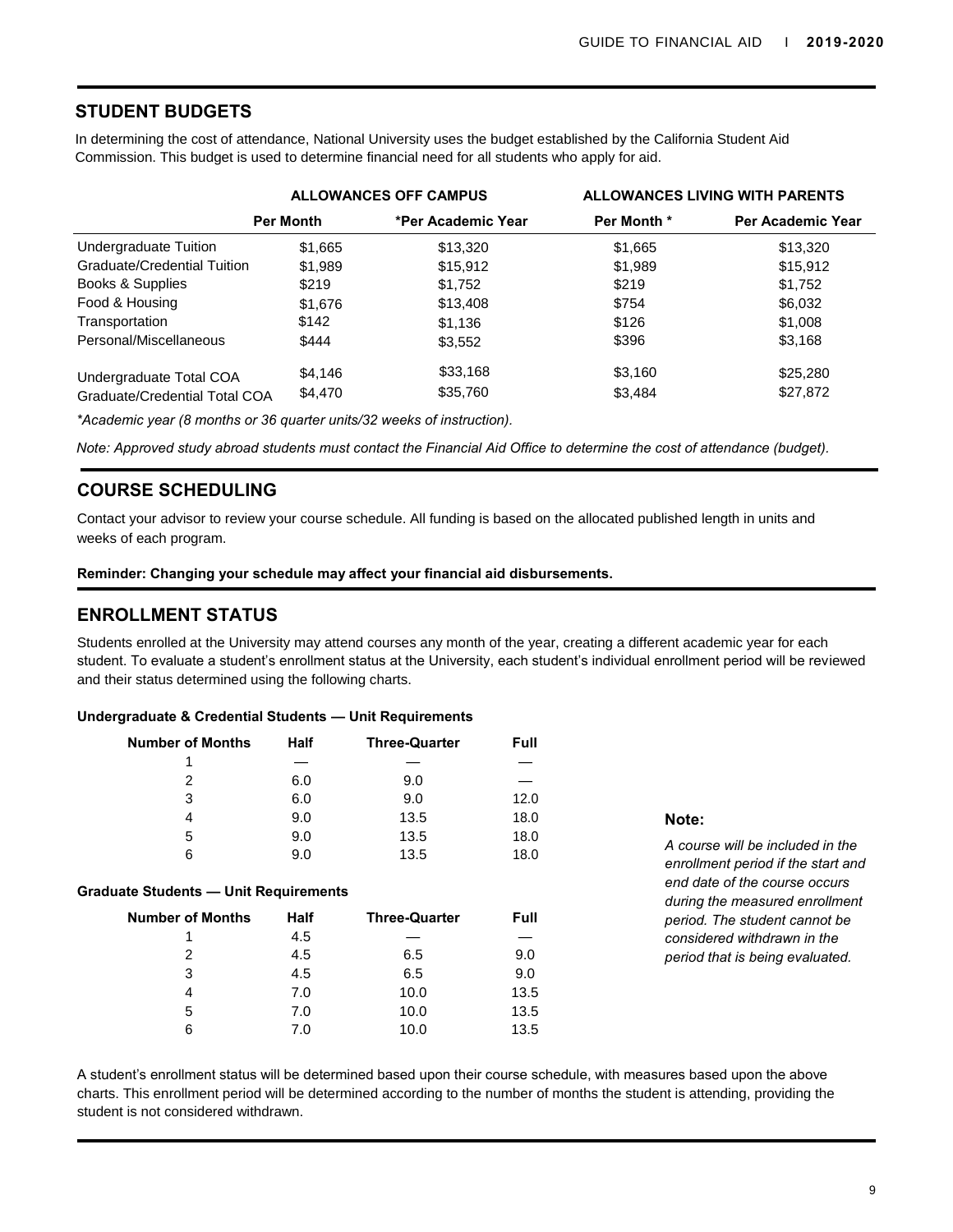## STUDENT BUDGETS

In determining the cost of attendance, National University uses the budget established by the California Student Aid Commission. This budget is used to determine financial need for all students who apply for aid.

| | ALLOWANCES OFF CAMPUS | | ALLOWANCES LIVING WITH PARENTS | |
|---|---|---|---|---|
| | Per Month | *Per Academic Year | Per Month * | Per Academic Year |
| Undergraduate Tuition | $1,665 | $13,320 | $1,665 | $13,320 |
| Graduate/Credential Tuition | $1,989 | $15,912 | $1,989 | $15,912 |
| Books & Supplies | $219 | $1,752 | $219 | $1,752 |
| Food & Housing | $1,676 | $13,408 | $754 | $6,032 |
| Transportation | $142 | $1,136 | $126 | $1,008 |
| Personal/Miscellaneous | $444 | $3,552 | $396 | $3,168 |
| Undergraduate Total COA | $4,146 | $33,168 | $3,160 | $25,280 |
| Graduate/Credential Total COA | $4,470 | $35,760 | $3,484 | $27,872 |

*\*Academic year (8 months or 36 quarter units/32 weeks of instruction).*

*Note: Approved study abroad students must contact the Financial Aid Office to determine the cost of attendance (budget).*

## COURSE SCHEDULING

Contact your advisor to review your course schedule. All funding is based on the allocated published length in units and weeks of each program.

**Reminder: Changing your schedule may affect your financial aid disbursements.**

## ENROLLMENT STATUS

Students enrolled at the University may attend courses any month of the year, creating a different academic year for each student. To evaluate a student's enrollment status at the University, each student's individual enrollment period will be reviewed and their status determined using the following charts.

**Undergraduate & Credential Students — Unit Requirements**

| Number of Months | Half | Three-Quarter | Full |
|---|---|---|---|
| 1 | — | — | — |
| 2 | 6.0 | 9.0 | — |
| 3 | 6.0 | 9.0 | 12.0 |
| 4 | 9.0 | 13.5 | 18.0 |
| 5 | 9.0 | 13.5 | 18.0 |
| 6 | 9.0 | 13.5 | 18.0 |

**Graduate Students — Unit Requirements**

| Number of Months | Half | Three-Quarter | Full |
|---|---|---|---|
| 1 | 4.5 | — | — |
| 2 | 4.5 | 6.5 | 9.0 |
| 3 | 4.5 | 6.5 | 9.0 |
| 4 | 7.0 | 10.0 | 13.5 |
| 5 | 7.0 | 10.0 | 13.5 |
| 6 | 7.0 | 10.0 | 13.5 |

**Note:**

*A course will be included in the enrollment period if the start and end date of the course occurs during the measured enrollment period. The student cannot be considered withdrawn in the period that is being evaluated.*

A student's enrollment status will be determined based upon their course schedule, with measures based upon the above charts. This enrollment period will be determined according to the number of months the student is attending, providing the student is not considered withdrawn.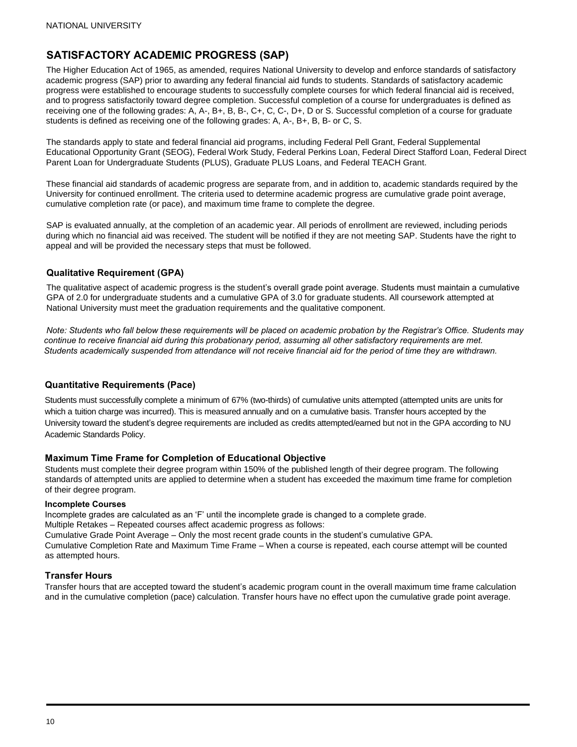## SATISFACTORY ACADEMIC PROGRESS (SAP)

The Higher Education Act of 1965, as amended, requires National University to develop and enforce standards of satisfactory academic progress (SAP) prior to awarding any federal financial aid funds to students. Standards of satisfactory academic progress were established to encourage students to successfully complete courses for which federal financial aid is received, and to progress satisfactorily toward degree completion. Successful completion of a course for undergraduates is defined as receiving one of the following grades: A, A-, B+, B, B-, C+, C, C-, D+, D or S. Successful completion of a course for graduate students is defined as receiving one of the following grades: A, A-, B+, B, B- or C, S.

The standards apply to state and federal financial aid programs, including Federal Pell Grant, Federal Supplemental Educational Opportunity Grant (SEOG), Federal Work Study, Federal Perkins Loan, Federal Direct Stafford Loan, Federal Direct Parent Loan for Undergraduate Students (PLUS), Graduate PLUS Loans, and Federal TEACH Grant.

These financial aid standards of academic progress are separate from, and in addition to, academic standards required by the University for continued enrollment. The criteria used to determine academic progress are cumulative grade point average, cumulative completion rate (or pace), and maximum time frame to complete the degree.

SAP is evaluated annually, at the completion of an academic year. All periods of enrollment are reviewed, including periods during which no financial aid was received. The student will be notified if they are not meeting SAP. Students have the right to appeal and will be provided the necessary steps that must be followed.

### Qualitative Requirement (GPA)

The qualitative aspect of academic progress is the student's overall grade point average. Students must maintain a cumulative GPA of 2.0 for undergraduate students and a cumulative GPA of 3.0 for graduate students. All coursework attempted at National University must meet the graduation requirements and the qualitative component.

*Note: Students who fall below these requirements will be placed on academic probation by the Registrar's Office. Students may continue to receive financial aid during this probationary period, assuming all other satisfactory requirements are met. Students academically suspended from attendance will not receive financial aid for the period of time they are withdrawn.*

### Quantitative Requirements (Pace)

Students must successfully complete a minimum of 67% (two-thirds) of cumulative units attempted (attempted units are units for which a tuition charge was incurred). This is measured annually and on a cumulative basis. Transfer hours accepted by the University toward the student's degree requirements are included as credits attempted/earned but not in the GPA according to NU Academic Standards Policy.

### Maximum Time Frame for Completion of Educational Objective

Students must complete their degree program within 150% of the published length of their degree program. The following standards of attempted units are applied to determine when a student has exceeded the maximum time frame for completion of their degree program.

#### Incomplete Courses

Incomplete grades are calculated as an 'F' until the incomplete grade is changed to a complete grade.

Multiple Retakes – Repeated courses affect academic progress as follows:

Cumulative Grade Point Average – Only the most recent grade counts in the student's cumulative GPA.

Cumulative Completion Rate and Maximum Time Frame – When a course is repeated, each course attempt will be counted as attempted hours.

### Transfer Hours

Transfer hours that are accepted toward the student's academic program count in the overall maximum time frame calculation and in the cumulative completion (pace) calculation. Transfer hours have no effect upon the cumulative grade point average.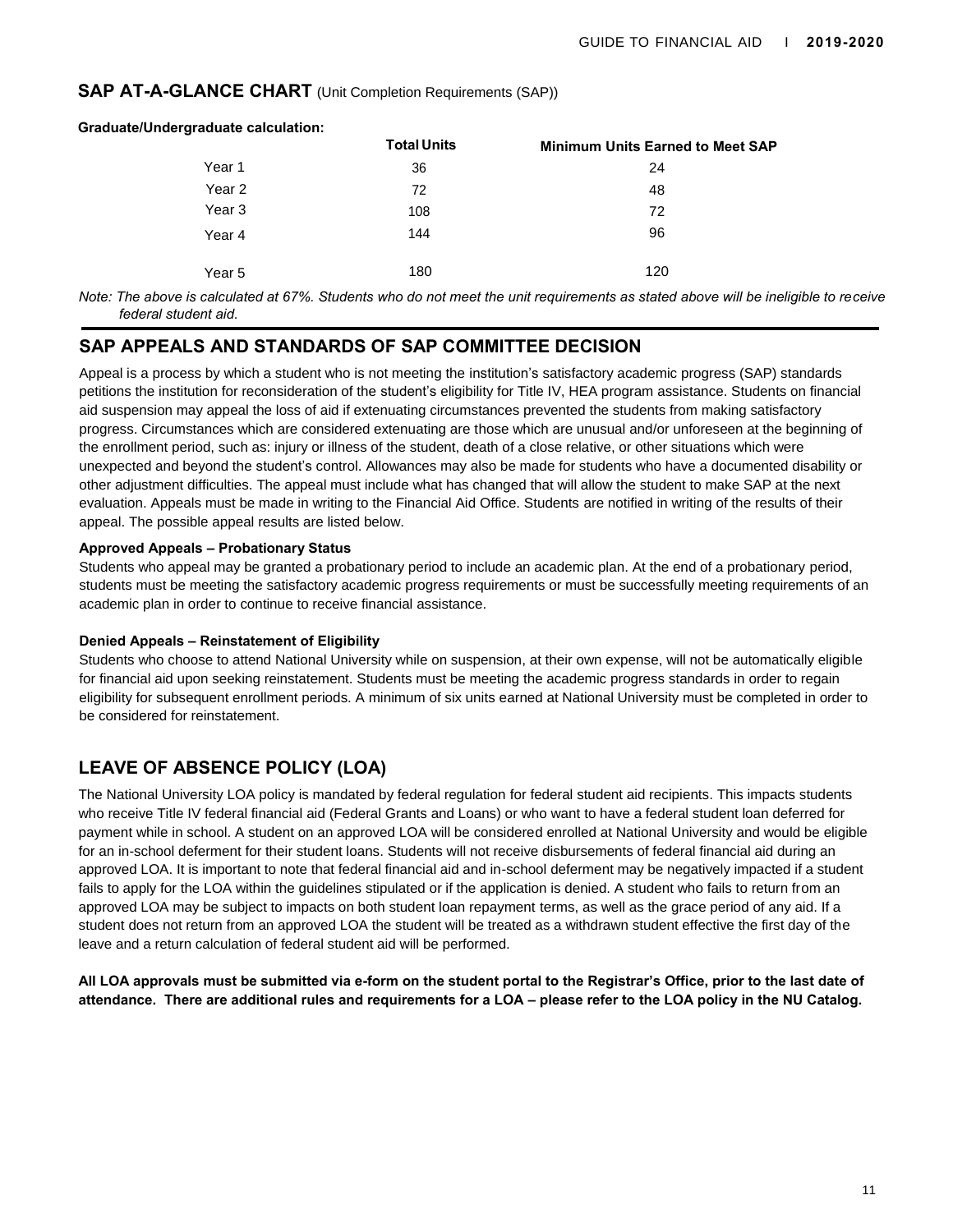## SAP AT-A-GLANCE CHART (Unit Completion Requirements (SAP))

**Graduate/Undergraduate calculation:**

| | Total Units | Minimum Units Earned to Meet SAP |
|---|---|---|
| Year 1 | 36 | 24 |
| Year 2 | 72 | 48 |
| Year 3 | 108 | 72 |
| Year 4 | 144 | 96 |
| Year 5 | 180 | 120 |

*Note: The above is calculated at 67%. Students who do not meet the unit requirements as stated above will be ineligible to receive federal student aid.*

## SAP APPEALS AND STANDARDS OF SAP COMMITTEE DECISION

Appeal is a process by which a student who is not meeting the institution's satisfactory academic progress (SAP) standards petitions the institution for reconsideration of the student's eligibility for Title IV, HEA program assistance. Students on financial aid suspension may appeal the loss of aid if extenuating circumstances prevented the students from making satisfactory progress. Circumstances which are considered extenuating are those which are unusual and/or unforeseen at the beginning of the enrollment period, such as: injury or illness of the student, death of a close relative, or other situations which were unexpected and beyond the student's control. Allowances may also be made for students who have a documented disability or other adjustment difficulties. The appeal must include what has changed that will allow the student to make SAP at the next evaluation. Appeals must be made in writing to the Financial Aid Office. Students are notified in writing of the results of their appeal. The possible appeal results are listed below.

**Approved Appeals – Probationary Status**

Students who appeal may be granted a probationary period to include an academic plan. At the end of a probationary period, students must be meeting the satisfactory academic progress requirements or must be successfully meeting requirements of an academic plan in order to continue to receive financial assistance.

**Denied Appeals – Reinstatement of Eligibility**

Students who choose to attend National University while on suspension, at their own expense, will not be automatically eligible for financial aid upon seeking reinstatement. Students must be meeting the academic progress standards in order to regain eligibility for subsequent enrollment periods. A minimum of six units earned at National University must be completed in order to be considered for reinstatement.

## LEAVE OF ABSENCE POLICY (LOA)

The National University LOA policy is mandated by federal regulation for federal student aid recipients. This impacts students who receive Title IV federal financial aid (Federal Grants and Loans) or who want to have a federal student loan deferred for payment while in school. A student on an approved LOA will be considered enrolled at National University and would be eligible for an in-school deferment for their student loans. Students will not receive disbursements of federal financial aid during an approved LOA. It is important to note that federal financial aid and in-school deferment may be negatively impacted if a student fails to apply for the LOA within the guidelines stipulated or if the application is denied. A student who fails to return from an approved LOA may be subject to impacts on both student loan repayment terms, as well as the grace period of any aid. If a student does not return from an approved LOA the student will be treated as a withdrawn student effective the first day of the leave and a return calculation of federal student aid will be performed.

**All LOA approvals must be submitted via e-form on the student portal to the Registrar's Office, prior to the last date of attendance. There are additional rules and requirements for a LOA – please refer to the LOA policy in the NU Catalog.**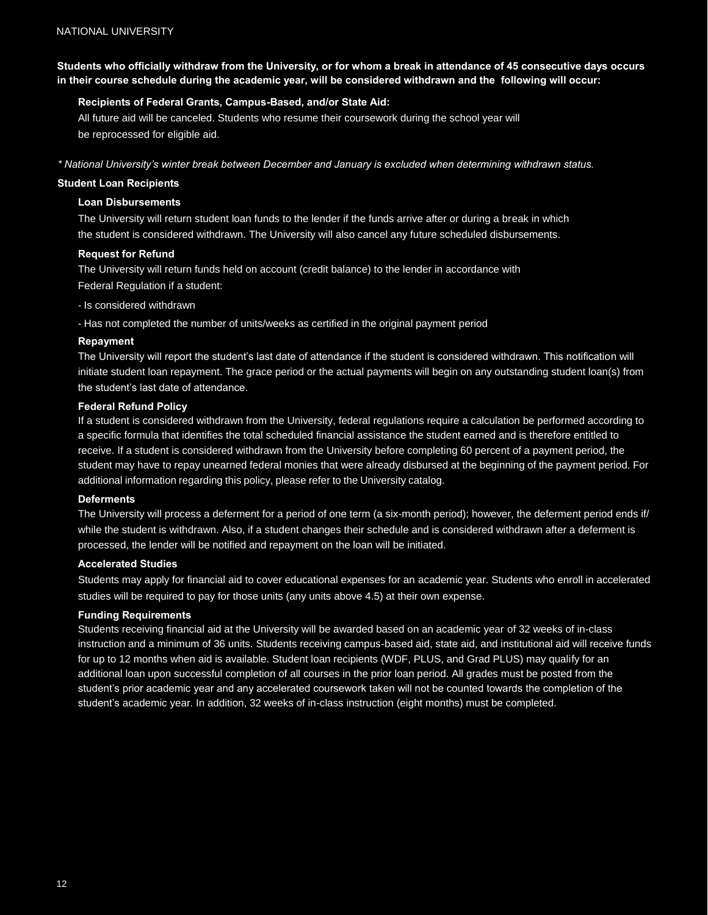**Students who officially withdraw from the University, or for whom a break in attendance of 45 consecutive days occurs in their course schedule during the academic year, will be considered withdrawn and the following will occur:**

**Recipients of Federal Grants, Campus-Based, and/or State Aid:**

All future aid will be canceled. Students who resume their coursework during the school year will be reprocessed for eligible aid.

*\* National University's winter break between December and January is excluded when determining withdrawn status.*

**Student Loan Recipients**

**Loan Disbursements**

The University will return student loan funds to the lender if the funds arrive after or during a break in which the student is considered withdrawn. The University will also cancel any future scheduled disbursements.

**Request for Refund**

The University will return funds held on account (credit balance) to the lender in accordance with Federal Regulation if a student:

- Is considered withdrawn
- Has not completed the number of units/weeks as certified in the original payment period

**Repayment**

The University will report the student's last date of attendance if the student is considered withdrawn. This notification will initiate student loan repayment. The grace period or the actual payments will begin on any outstanding student loan(s) from the student's last date of attendance.

**Federal Refund Policy**

If a student is considered withdrawn from the University, federal regulations require a calculation be performed according to a specific formula that identifies the total scheduled financial assistance the student earned and is therefore entitled to receive. If a student is considered withdrawn from the University before completing 60 percent of a payment period, the student may have to repay unearned federal monies that were already disbursed at the beginning of the payment period. For additional information regarding this policy, please refer to the University catalog.

**Deferments**

The University will process a deferment for a period of one term (a six-month period); however, the deferment period ends if/while the student is withdrawn. Also, if a student changes their schedule and is considered withdrawn after a deferment is processed, the lender will be notified and repayment on the loan will be initiated.

**Accelerated Studies**

Students may apply for financial aid to cover educational expenses for an academic year. Students who enroll in accelerated studies will be required to pay for those units (any units above 4.5) at their own expense.

**Funding Requirements**

Students receiving financial aid at the University will be awarded based on an academic year of 32 weeks of in-class instruction and a minimum of 36 units. Students receiving campus-based aid, state aid, and institutional aid will receive funds for up to 12 months when aid is available. Student loan recipients (WDF, PLUS, and Grad PLUS) may qualify for an additional loan upon successful completion of all courses in the prior loan period. All grades must be posted from the student's prior academic year and any accelerated coursework taken will not be counted towards the completion of the student's academic year. In addition, 32 weeks of in-class instruction (eight months) must be completed.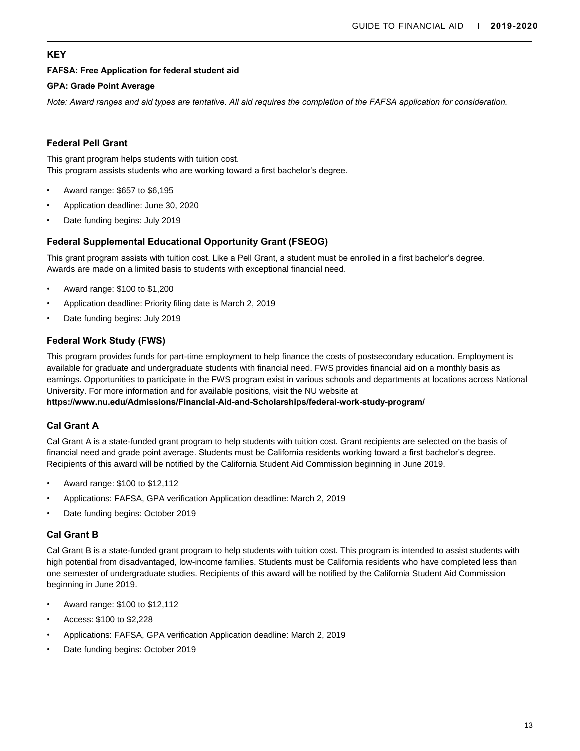## KEY

**FAFSA: Free Application for federal student aid**

**GPA: Grade Point Average**

*Note: Award ranges and aid types are tentative. All aid requires the completion of the FAFSA application for consideration.*

### Federal Pell Grant

This grant program helps students with tuition cost.
This program assists students who are working toward a first bachelor's degree.

- Award range: $657 to $6,195
- Application deadline: June 30, 2020
- Date funding begins: July 2019

### Federal Supplemental Educational Opportunity Grant (FSEOG)

This grant program assists with tuition cost. Like a Pell Grant, a student must be enrolled in a first bachelor's degree. Awards are made on a limited basis to students with exceptional financial need.

- Award range: $100 to $1,200
- Application deadline: Priority filing date is March 2, 2019
- Date funding begins: July 2019

### Federal Work Study (FWS)

This program provides funds for part-time employment to help finance the costs of postsecondary education. Employment is available for graduate and undergraduate students with financial need. FWS provides financial aid on a monthly basis as earnings. Opportunities to participate in the FWS program exist in various schools and departments at locations across National University. For more information and for available positions, visit the NU website at
**https://www.nu.edu/Admissions/Financial-Aid-and-Scholarships/federal-work-study-program/**

### Cal Grant A

Cal Grant A is a state-funded grant program to help students with tuition cost. Grant recipients are selected on the basis of financial need and grade point average. Students must be California residents working toward a first bachelor's degree. Recipients of this award will be notified by the California Student Aid Commission beginning in June 2019.

- Award range: $100 to $12,112
- Applications: FAFSA, GPA verification Application deadline: March 2, 2019
- Date funding begins: October 2019

### Cal Grant B

Cal Grant B is a state-funded grant program to help students with tuition cost. This program is intended to assist students with high potential from disadvantaged, low-income families. Students must be California residents who have completed less than one semester of undergraduate studies. Recipients of this award will be notified by the California Student Aid Commission beginning in June 2019.

- Award range: $100 to $12,112
- Access: $100 to $2,228
- Applications: FAFSA, GPA verification Application deadline: March 2, 2019
- Date funding begins: October 2019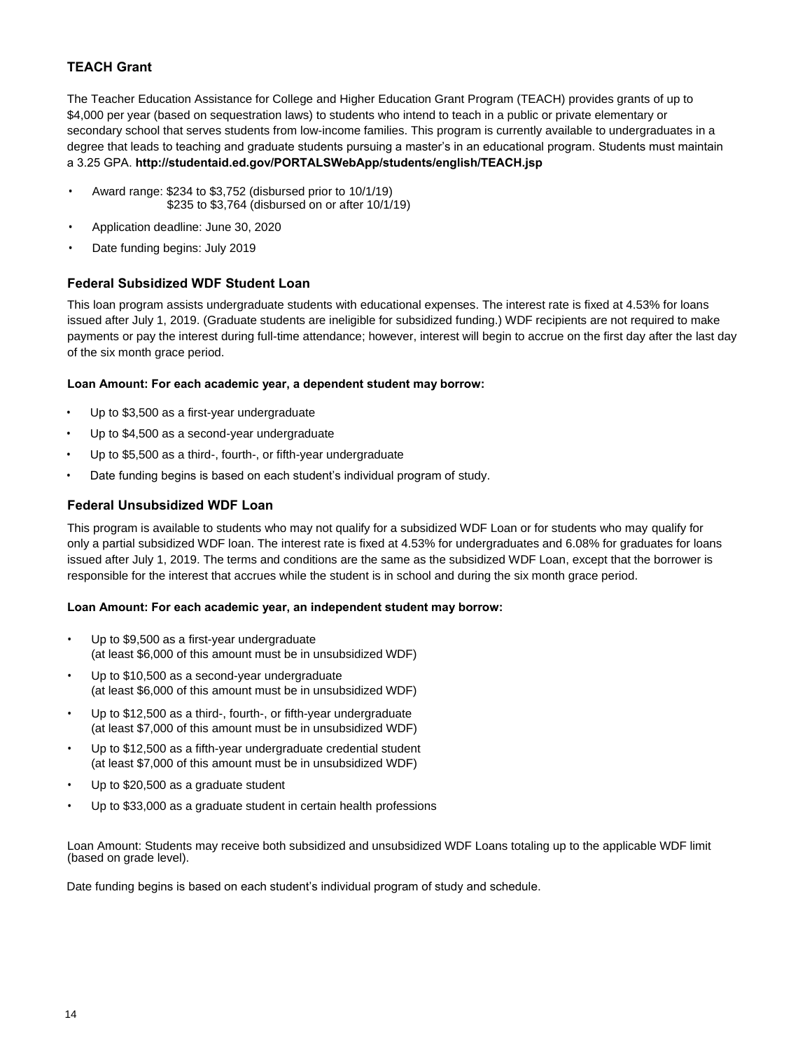## TEACH Grant

The Teacher Education Assistance for College and Higher Education Grant Program (TEACH) provides grants of up to $4,000 per year (based on sequestration laws) to students who intend to teach in a public or private elementary or secondary school that serves students from low-income families. This program is currently available to undergraduates in a degree that leads to teaching and graduate students pursuing a master's in an educational program. Students must maintain a 3.25 GPA. **http://studentaid.ed.gov/PORTALSWebApp/students/english/TEACH.jsp**

- Award range: $234 to $3,752 (disbursed prior to 10/1/19)
  $235 to $3,764 (disbursed on or after 10/1/19)
- Application deadline: June 30, 2020
- Date funding begins: July 2019

### Federal Subsidized WDF Student Loan

This loan program assists undergraduate students with educational expenses. The interest rate is fixed at 4.53% for loans issued after July 1, 2019. (Graduate students are ineligible for subsidized funding.) WDF recipients are not required to make payments or pay the interest during full-time attendance; however, interest will begin to accrue on the first day after the last day of the six month grace period.

**Loan Amount: For each academic year, a dependent student may borrow:**

- Up to $3,500 as a first-year undergraduate
- Up to $4,500 as a second-year undergraduate
- Up to $5,500 as a third-, fourth-, or fifth-year undergraduate
- Date funding begins is based on each student's individual program of study.

### Federal Unsubsidized WDF Loan

This program is available to students who may not qualify for a subsidized WDF Loan or for students who may qualify for only a partial subsidized WDF loan. The interest rate is fixed at 4.53% for undergraduates and 6.08% for graduates for loans issued after July 1, 2019. The terms and conditions are the same as the subsidized WDF Loan, except that the borrower is responsible for the interest that accrues while the student is in school and during the six month grace period.

**Loan Amount: For each academic year, an independent student may borrow:**

- Up to $9,500 as a first-year undergraduate
  (at least $6,000 of this amount must be in unsubsidized WDF)
- Up to $10,500 as a second-year undergraduate
  (at least $6,000 of this amount must be in unsubsidized WDF)
- Up to $12,500 as a third-, fourth-, or fifth-year undergraduate
  (at least $7,000 of this amount must be in unsubsidized WDF)
- Up to $12,500 as a fifth-year undergraduate credential student
  (at least $7,000 of this amount must be in unsubsidized WDF)
- Up to $20,500 as a graduate student
- Up to $33,000 as a graduate student in certain health professions

Loan Amount: Students may receive both subsidized and unsubsidized WDF Loans totaling up to the applicable WDF limit (based on grade level).

Date funding begins is based on each student's individual program of study and schedule.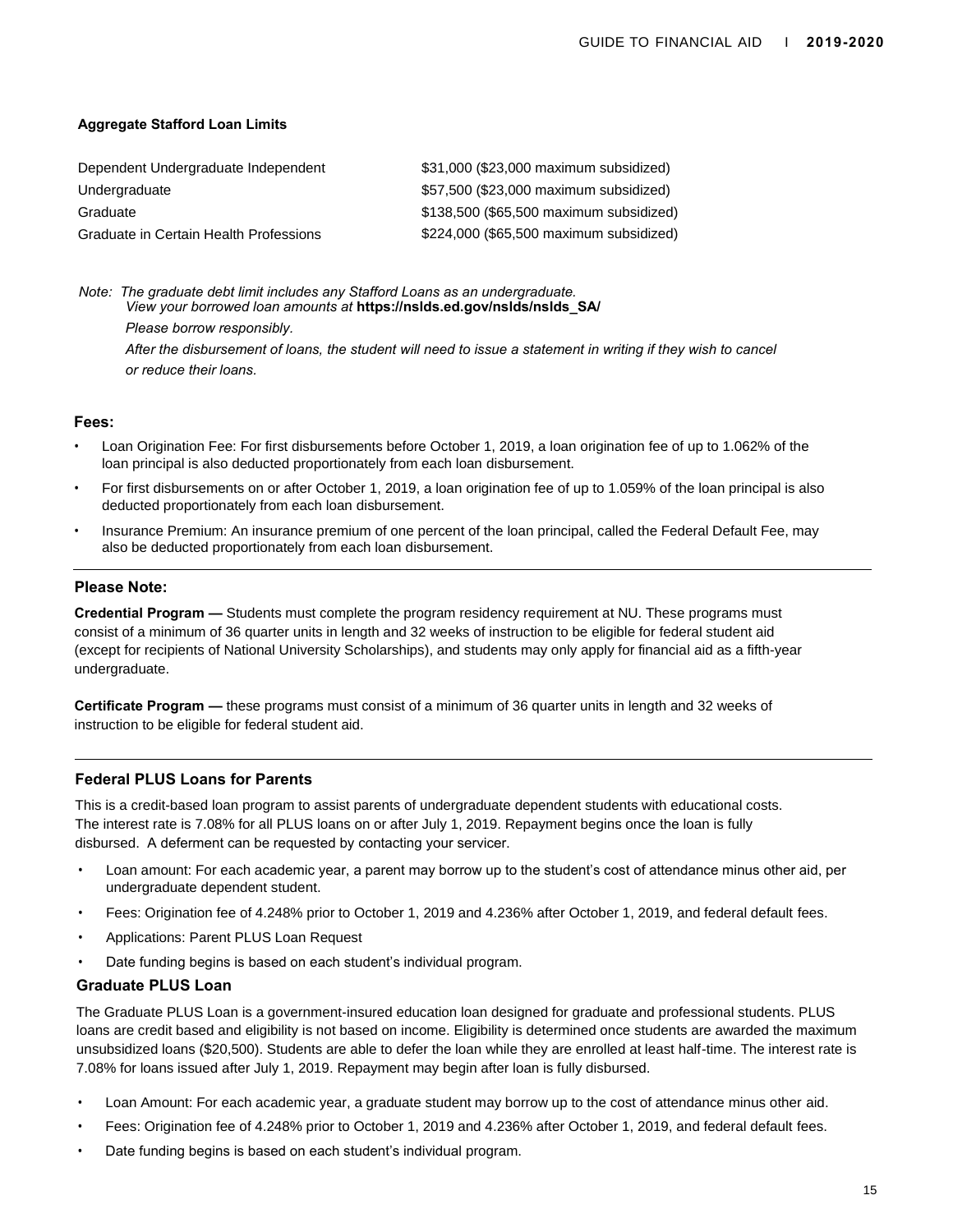**Aggregate Stafford Loan Limits**

| | |
|---|---|
| Dependent Undergraduate Independent | $31,000 ($23,000 maximum subsidized) |
| Undergraduate | $57,500 ($23,000 maximum subsidized) |
| Graduate | $138,500 ($65,500 maximum subsidized) |
| Graduate in Certain Health Professions | $224,000 ($65,500 maximum subsidized) |

*Note: The graduate debt limit includes any Stafford Loans as an undergraduate.*
*View your borrowed loan amounts at* ***https://nslds.ed.gov/nslds/nslds_SA/***
*Please borrow responsibly.*
*After the disbursement of loans, the student will need to issue a statement in writing if they wish to cancel or reduce their loans.*

### Fees:

- Loan Origination Fee: For first disbursements before October 1, 2019, a loan origination fee of up to 1.062% of the loan principal is also deducted proportionately from each loan disbursement.
- For first disbursements on or after October 1, 2019, a loan origination fee of up to 1.059% of the loan principal is also deducted proportionately from each loan disbursement.
- Insurance Premium: An insurance premium of one percent of the loan principal, called the Federal Default Fee, may also be deducted proportionately from each loan disbursement.

---

### Please Note:

**Credential Program —** Students must complete the program residency requirement at NU. These programs must consist of a minimum of 36 quarter units in length and 32 weeks of instruction to be eligible for federal student aid (except for recipients of National University Scholarships), and students may only apply for financial aid as a fifth-year undergraduate.

**Certificate Program —** these programs must consist of a minimum of 36 quarter units in length and 32 weeks of instruction to be eligible for federal student aid.

---

### Federal PLUS Loans for Parents

This is a credit-based loan program to assist parents of undergraduate dependent students with educational costs. The interest rate is 7.08% for all PLUS loans on or after July 1, 2019. Repayment begins once the loan is fully disbursed. A deferment can be requested by contacting your servicer.

- Loan amount: For each academic year, a parent may borrow up to the student's cost of attendance minus other aid, per undergraduate dependent student.
- Fees: Origination fee of 4.248% prior to October 1, 2019 and 4.236% after October 1, 2019, and federal default fees.
- Applications: Parent PLUS Loan Request
- Date funding begins is based on each student's individual program.

### Graduate PLUS Loan

The Graduate PLUS Loan is a government-insured education loan designed for graduate and professional students. PLUS loans are credit based and eligibility is not based on income. Eligibility is determined once students are awarded the maximum unsubsidized loans ($20,500). Students are able to defer the loan while they are enrolled at least half-time. The interest rate is 7.08% for loans issued after July 1, 2019. Repayment may begin after loan is fully disbursed.

- Loan Amount: For each academic year, a graduate student may borrow up to the cost of attendance minus other aid.
- Fees: Origination fee of 4.248% prior to October 1, 2019 and 4.236% after October 1, 2019, and federal default fees.
- Date funding begins is based on each student's individual program.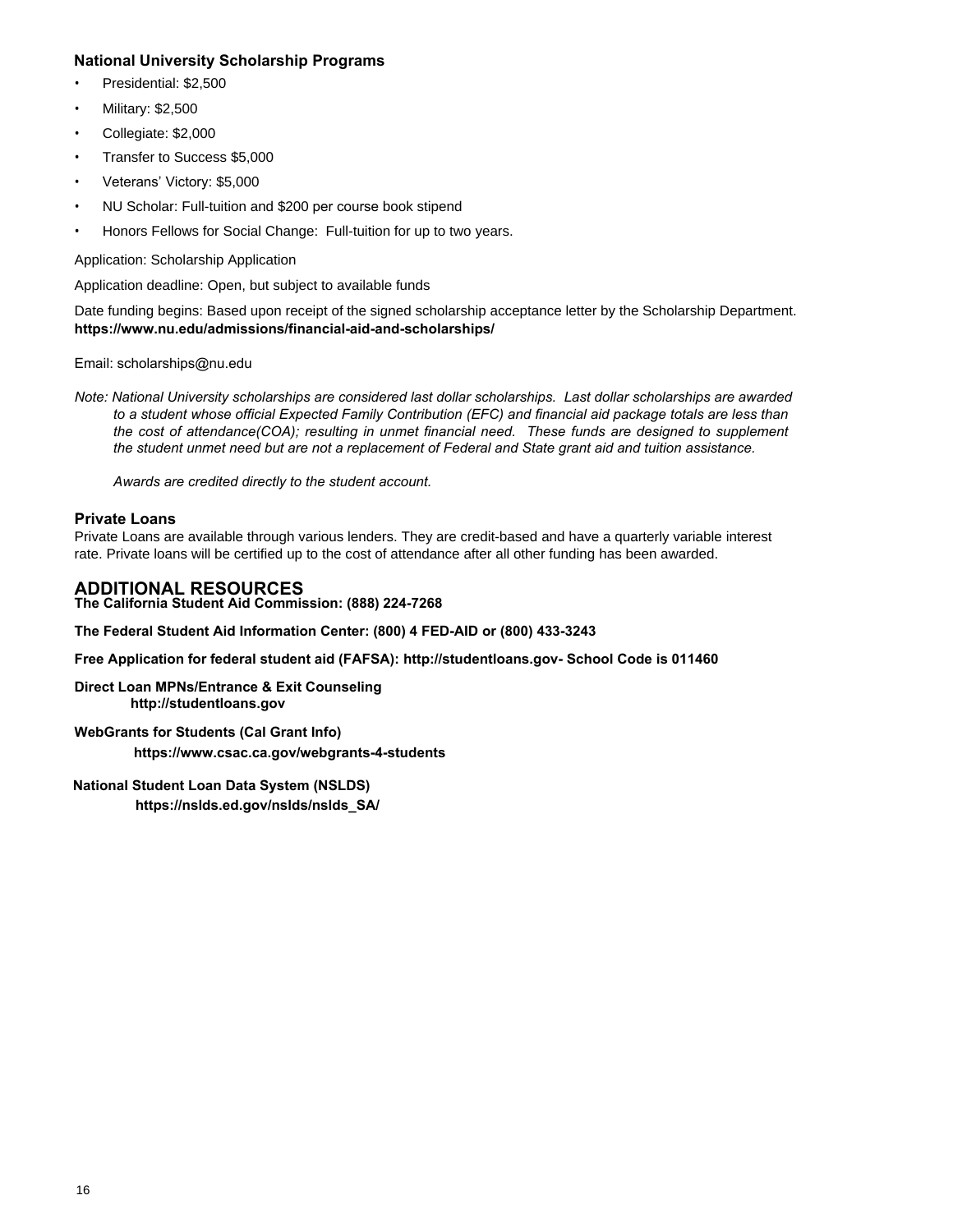### National University Scholarship Programs

- Presidential: $2,500
- Military: $2,500
- Collegiate: $2,000
- Transfer to Success $5,000
- Veterans' Victory: $5,000
- NU Scholar: Full-tuition and $200 per course book stipend
- Honors Fellows for Social Change: Full-tuition for up to two years.

Application: Scholarship Application

Application deadline: Open, but subject to available funds

Date funding begins: Based upon receipt of the signed scholarship acceptance letter by the Scholarship Department.
**https://www.nu.edu/admissions/financial-aid-and-scholarships/**

Email: scholarships@nu.edu

*Note: National University scholarships are considered last dollar scholarships. Last dollar scholarships are awarded to a student whose official Expected Family Contribution (EFC) and financial aid package totals are less than the cost of attendance(COA); resulting in unmet financial need. These funds are designed to supplement the student unmet need but are not a replacement of Federal and State grant aid and tuition assistance.*

*Awards are credited directly to the student account.*

### Private Loans

Private Loans are available through various lenders. They are credit-based and have a quarterly variable interest rate. Private loans will be certified up to the cost of attendance after all other funding has been awarded.

## ADDITIONAL RESOURCES

**The California Student Aid Commission: (888) 224-7268**

**The Federal Student Aid Information Center: (800) 4 FED-AID or (800) 433-3243**

**Free Application for federal student aid (FAFSA): http://studentloans.gov- School Code is 011460**

**Direct Loan MPNs/Entrance & Exit Counseling**
**http://studentloans.gov**

**WebGrants for Students (Cal Grant Info)**
**https://www.csac.ca.gov/webgrants-4-students**

**National Student Loan Data System (NSLDS)**
**https://nslds.ed.gov/nslds/nslds_SA/**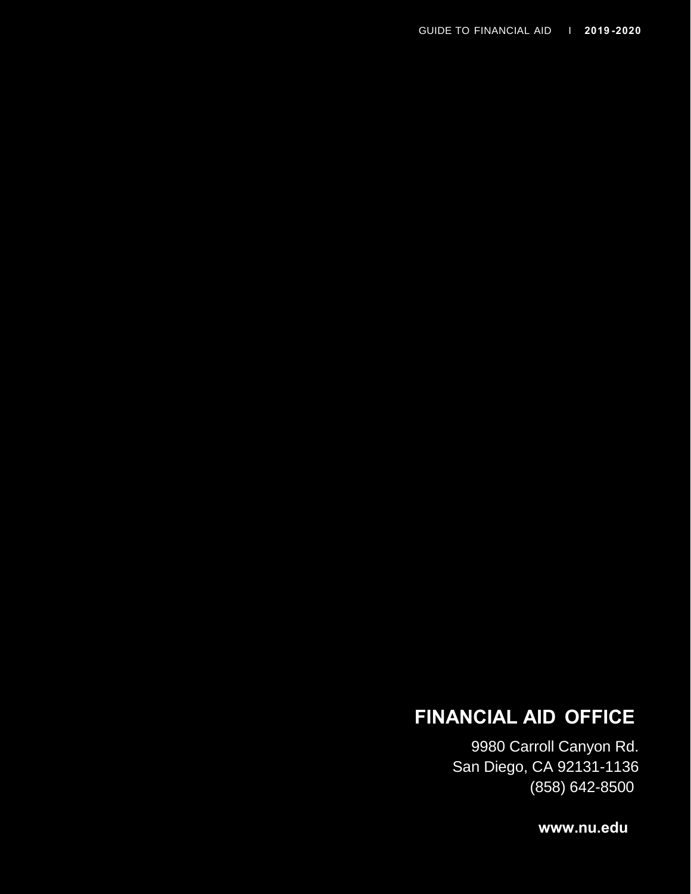## FINANCIAL AID OFFICE

9980 Carroll Canyon Rd.
San Diego, CA 92131-1136
(858) 642-8500

**www.nu.edu**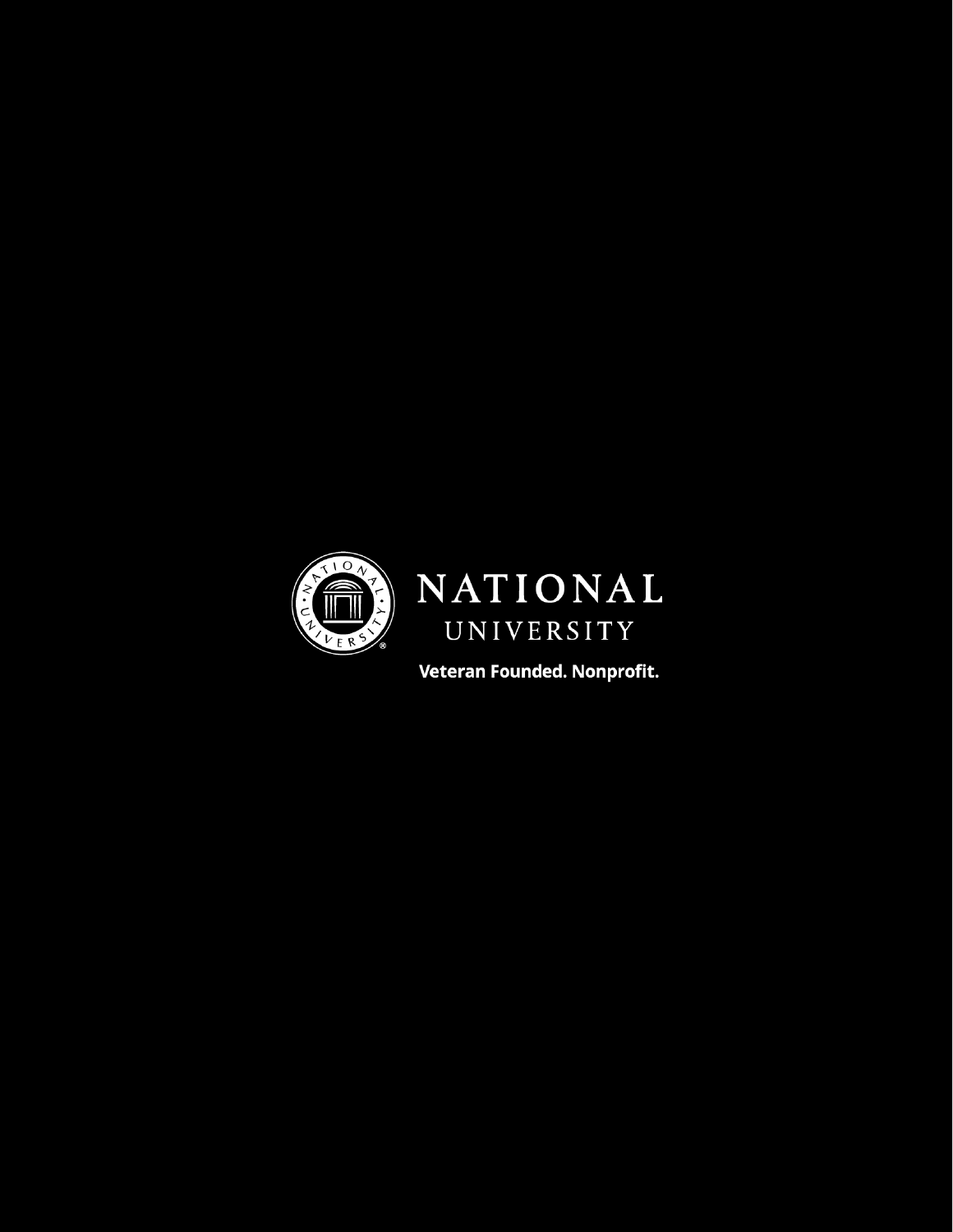NATIONAL

UNIVERSITY

Veteran Founded. Nonprofit.